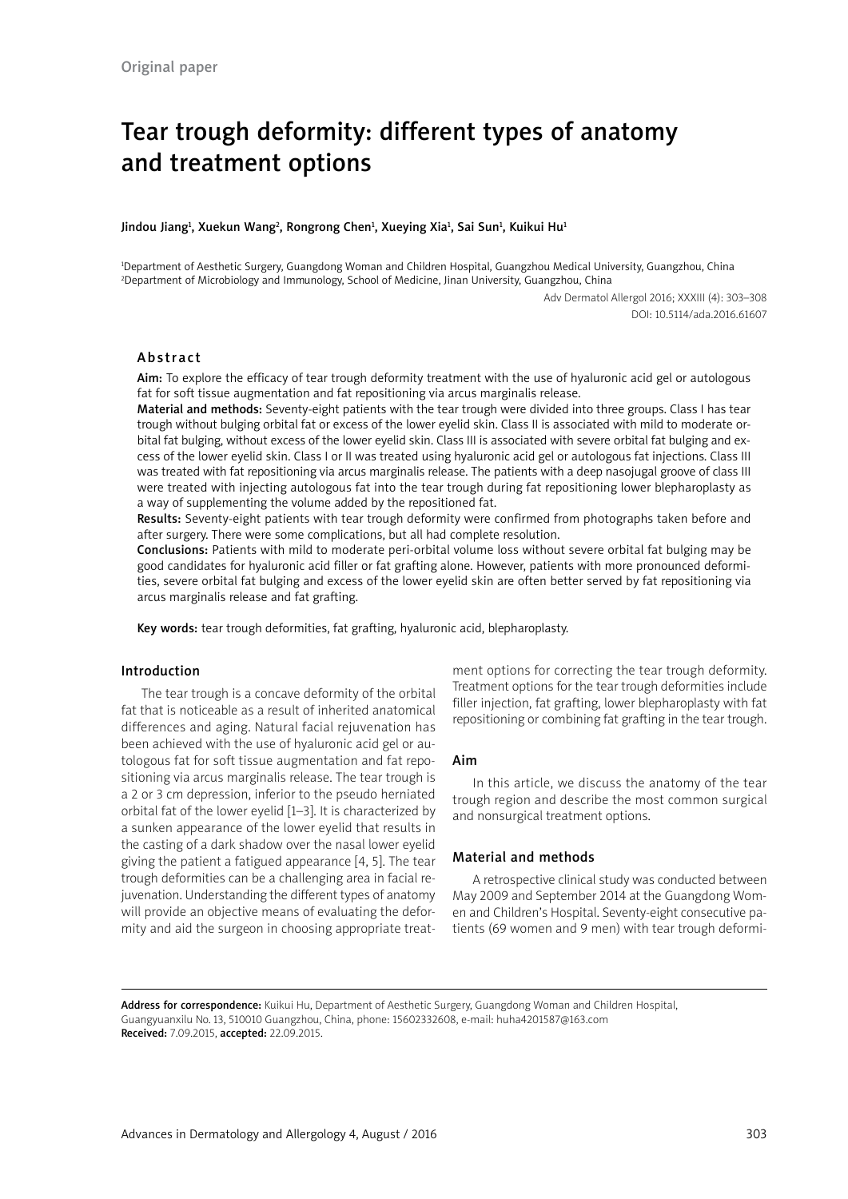Original paper

# Tear trough deformity: different types of anatomy and treatment options

Jindou Jiang[1], Xuekun Wang[2], Rongrong Chen[1], Xueying Xia[1], Sai Sun[1], Kuikui Hu[1]

[1]Department of Aesthetic Surgery, Guangdong Woman and Children Hospital, Guangzhou Medical University, Guangzhou, China
[2]Department of Microbiology and Immunology, School of Medicine, Jinan University, Guangzhou, China

Adv Dermatol Allergol 2016; XXXIII (4): 303–308
DOI: 10.5114/ada.2016.61607

## Abstract

**Aim:** To explore the efficacy of tear trough deformity treatment with the use of hyaluronic acid gel or autologous fat for soft tissue augmentation and fat repositioning via arcus marginalis release.

**Material and methods:** Seventy-eight patients with the tear trough were divided into three groups. Class I has tear trough without bulging orbital fat or excess of the lower eyelid skin. Class II is associated with mild to moderate orbital fat bulging, without excess of the lower eyelid skin. Class III is associated with severe orbital fat bulging and excess of the lower eyelid skin. Class I or II was treated using hyaluronic acid gel or autologous fat injections. Class III was treated with fat repositioning via arcus marginalis release. The patients with a deep nasojugal groove of class III were treated with injecting autologous fat into the tear trough during fat repositioning lower blepharoplasty as a way of supplementing the volume added by the repositioned fat.

**Results:** Seventy-eight patients with tear trough deformity were confirmed from photographs taken before and after surgery. There were some complications, but all had complete resolution.

**Conclusions:** Patients with mild to moderate peri-orbital volume loss without severe orbital fat bulging may be good candidates for hyaluronic acid filler or fat grafting alone. However, patients with more pronounced deformities, severe orbital fat bulging and excess of the lower eyelid skin are often better served by fat repositioning via arcus marginalis release and fat grafting.

**Key words:** tear trough deformities, fat grafting, hyaluronic acid, blepharoplasty.

## Introduction

The tear trough is a concave deformity of the orbital fat that is noticeable as a result of inherited anatomical differences and aging. Natural facial rejuvenation has been achieved with the use of hyaluronic acid gel or autologous fat for soft tissue augmentation and fat repositioning via arcus marginalis release. The tear trough is a 2 or 3 cm depression, inferior to the pseudo herniated orbital fat of the lower eyelid [1–3]. It is characterized by a sunken appearance of the lower eyelid that results in the casting of a dark shadow over the nasal lower eyelid giving the patient a fatigued appearance [4, 5]. The tear trough deformities can be a challenging area in facial rejuvenation. Understanding the different types of anatomy will provide an objective means of evaluating the deformity and aid the surgeon in choosing appropriate treatment options for correcting the tear trough deformity. Treatment options for the tear trough deformities include filler injection, fat grafting, lower blepharoplasty with fat repositioning or combining fat grafting in the tear trough.

## Aim

In this article, we discuss the anatomy of the tear trough region and describe the most common surgical and nonsurgical treatment options.

## Material and methods

A retrospective clinical study was conducted between May 2009 and September 2014 at the Guangdong Women and Children's Hospital. Seventy-eight consecutive patients (69 women and 9 men) with tear trough deformi-

**Address for correspondence:** Kuikui Hu, Department of Aesthetic Surgery, Guangdong Woman and Children Hospital, Guangyuanxilu No. 13, 510010 Guangzhou, China, phone: 15602332608, e-mail: huha4201587@163.com
**Received:** 7.09.2015, **accepted:** 22.09.2015.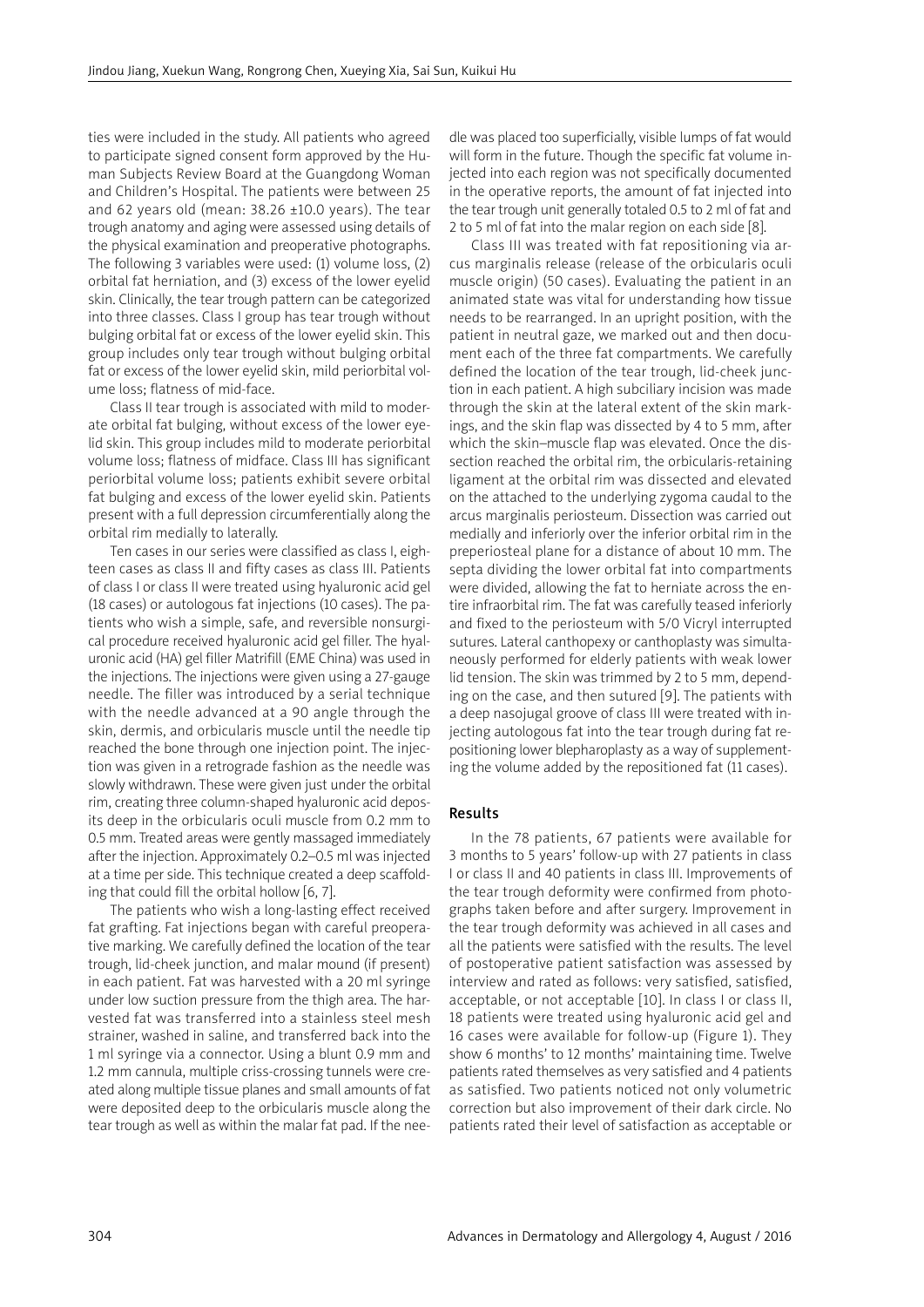ties were included in the study. All patients who agreed to participate signed consent form approved by the Human Subjects Review Board at the Guangdong Woman and Children's Hospital. The patients were between 25 and 62 years old (mean: 38.26 ±10.0 years). The tear trough anatomy and aging were assessed using details of the physical examination and preoperative photographs. The following 3 variables were used: (1) volume loss, (2) orbital fat herniation, and (3) excess of the lower eyelid skin. Clinically, the tear trough pattern can be categorized into three classes. Class I group has tear trough without bulging orbital fat or excess of the lower eyelid skin. This group includes only tear trough without bulging orbital fat or excess of the lower eyelid skin, mild periorbital volume loss; flatness of mid-face.

Class II tear trough is associated with mild to moderate orbital fat bulging, without excess of the lower eyelid skin. This group includes mild to moderate periorbital volume loss; flatness of midface. Class III has significant periorbital volume loss; patients exhibit severe orbital fat bulging and excess of the lower eyelid skin. Patients present with a full depression circumferentially along the orbital rim medially to laterally.

Ten cases in our series were classified as class I, eighteen cases as class II and fifty cases as class III. Patients of class I or class II were treated using hyaluronic acid gel (18 cases) or autologous fat injections (10 cases). The patients who wish a simple, safe, and reversible nonsurgical procedure received hyaluronic acid gel filler. The hyaluronic acid (HA) gel filler Matrifill (EME China) was used in the injections. The injections were given using a 27-gauge needle. The filler was introduced by a serial technique with the needle advanced at a 90 angle through the skin, dermis, and orbicularis muscle until the needle tip reached the bone through one injection point. The injection was given in a retrograde fashion as the needle was slowly withdrawn. These were given just under the orbital rim, creating three column-shaped hyaluronic acid deposits deep in the orbicularis oculi muscle from 0.2 mm to 0.5 mm. Treated areas were gently massaged immediately after the injection. Approximately 0.2–0.5 ml was injected at a time per side. This technique created a deep scaffolding that could fill the orbital hollow [6, 7].

The patients who wish a long-lasting effect received fat grafting. Fat injections began with careful preoperative marking. We carefully defined the location of the tear trough, lid-cheek junction, and malar mound (if present) in each patient. Fat was harvested with a 20 ml syringe under low suction pressure from the thigh area. The harvested fat was transferred into a stainless steel mesh strainer, washed in saline, and transferred back into the 1 ml syringe via a connector. Using a blunt 0.9 mm and 1.2 mm cannula, multiple criss-crossing tunnels were created along multiple tissue planes and small amounts of fat were deposited deep to the orbicularis muscle along the tear trough as well as within the malar fat pad. If the needle was placed too superficially, visible lumps of fat would will form in the future. Though the specific fat volume injected into each region was not specifically documented in the operative reports, the amount of fat injected into the tear trough unit generally totaled 0.5 to 2 ml of fat and 2 to 5 ml of fat into the malar region on each side [8].

Class III was treated with fat repositioning via arcus marginalis release (release of the orbicularis oculi muscle origin) (50 cases). Evaluating the patient in an animated state was vital for understanding how tissue needs to be rearranged. In an upright position, with the patient in neutral gaze, we marked out and then document each of the three fat compartments. We carefully defined the location of the tear trough, lid-cheek junction in each patient. A high subciliary incision was made through the skin at the lateral extent of the skin markings, and the skin flap was dissected by 4 to 5 mm, after which the skin–muscle flap was elevated. Once the dissection reached the orbital rim, the orbicularis-retaining ligament at the orbital rim was dissected and elevated on the attached to the underlying zygoma caudal to the arcus marginalis periosteum. Dissection was carried out medially and inferiorly over the inferior orbital rim in the preperiosteal plane for a distance of about 10 mm. The septa dividing the lower orbital fat into compartments were divided, allowing the fat to herniate across the entire infraorbital rim. The fat was carefully teased inferiorly and fixed to the periosteum with 5/0 Vicryl interrupted sutures. Lateral canthopexy or canthoplasty was simultaneously performed for elderly patients with weak lower lid tension. The skin was trimmed by 2 to 5 mm, depending on the case, and then sutured [9]. The patients with a deep nasojugal groove of class III were treated with injecting autologous fat into the tear trough during fat repositioning lower blepharoplasty as a way of supplementing the volume added by the repositioned fat (11 cases).

## Results

In the 78 patients, 67 patients were available for 3 months to 5 years' follow-up with 27 patients in class I or class II and 40 patients in class III. Improvements of the tear trough deformity were confirmed from photographs taken before and after surgery. Improvement in the tear trough deformity was achieved in all cases and all the patients were satisfied with the results. The level of postoperative patient satisfaction was assessed by interview and rated as follows: very satisfied, satisfied, acceptable, or not acceptable [10]. In class I or class II, 18 patients were treated using hyaluronic acid gel and 16 cases were available for follow-up (Figure 1). They show 6 months' to 12 months' maintaining time. Twelve patients rated themselves as very satisfied and 4 patients as satisfied. Two patients noticed not only volumetric correction but also improvement of their dark circle. No patients rated their level of satisfaction as acceptable or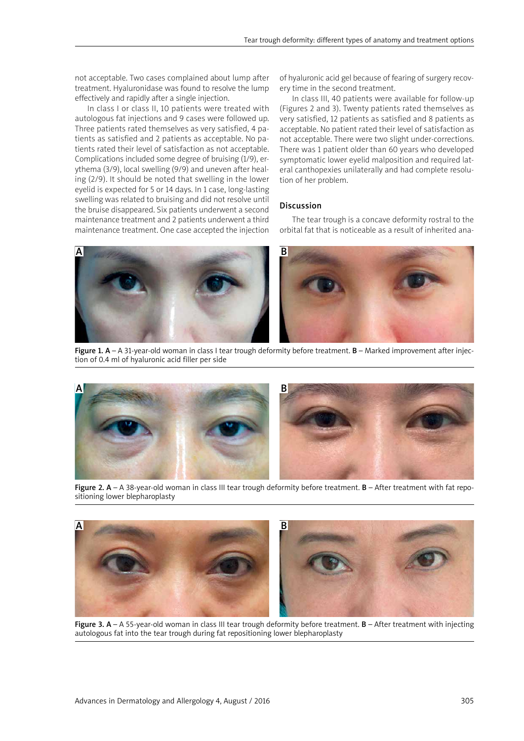not acceptable. Two cases complained about lump after treatment. Hyaluronidase was found to resolve the lump effectively and rapidly after a single injection.

In class I or class II, 10 patients were treated with autologous fat injections and 9 cases were followed up. Three patients rated themselves as very satisfied, 4 patients as satisfied and 2 patients as acceptable. No patients rated their level of satisfaction as not acceptable. Complications included some degree of bruising (1/9), erythema (3/9), local swelling (9/9) and uneven after healing (2/9). It should be noted that swelling in the lower eyelid is expected for 5 or 14 days. In 1 case, long-lasting swelling was related to bruising and did not resolve until the bruise disappeared. Six patients underwent a second maintenance treatment and 2 patients underwent a third maintenance treatment. One case accepted the injection of hyaluronic acid gel because of fearing of surgery recovery time in the second treatment.

In class III, 40 patients were available for follow-up (Figures 2 and 3). Twenty patients rated themselves as very satisfied, 12 patients as satisfied and 8 patients as acceptable. No patient rated their level of satisfaction as not acceptable. There were two slight under-corrections. There was 1 patient older than 60 years who developed symptomatic lower eyelid malposition and required lateral canthopexies unilaterally and had complete resolution of her problem.

## Discussion

The tear trough is a concave deformity rostral to the orbital fat that is noticeable as a result of inherited ana-

**Figure 1.** **A** – A 31-year-old woman in class I tear trough deformity before treatment. **B** – Marked improvement after injection of 0.4 ml of hyaluronic acid filler per side

**Figure 2.** **A** – A 38-year-old woman in class III tear trough deformity before treatment. **B** – After treatment with fat repositioning lower blepharoplasty

**Figure 3.** **A** – A 55-year-old woman in class III tear trough deformity before treatment. **B** – After treatment with injecting autologous fat into the tear trough during fat repositioning lower blepharoplasty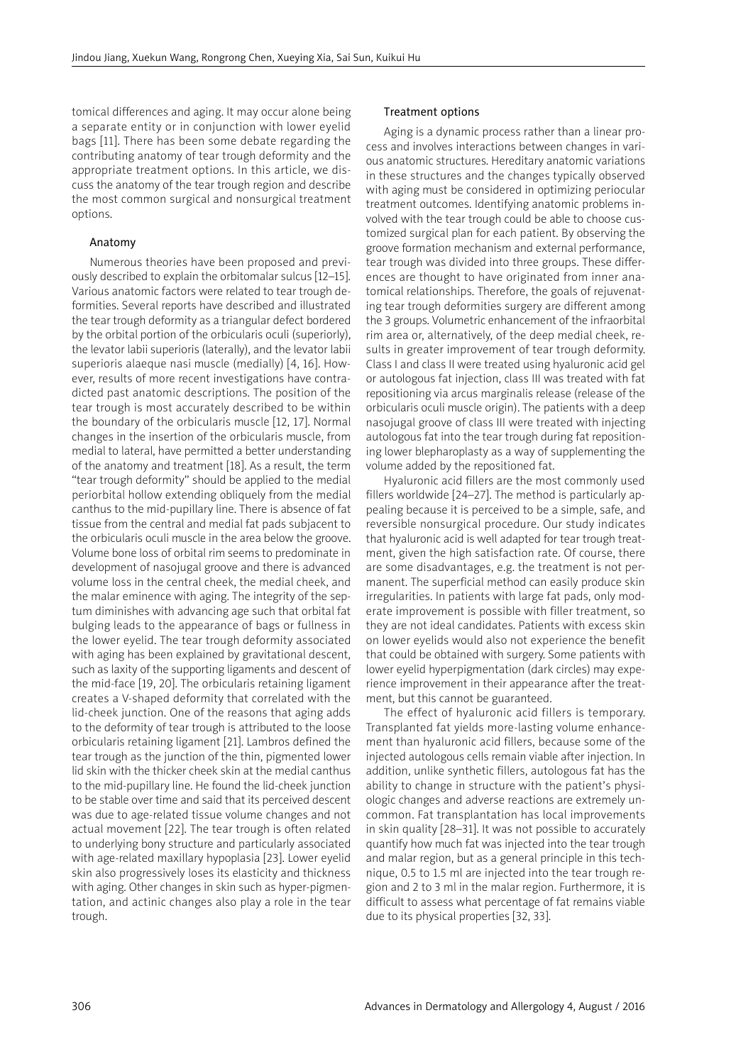tomical differences and aging. It may occur alone being a separate entity or in conjunction with lower eyelid bags [11]. There has been some debate regarding the contributing anatomy of tear trough deformity and the appropriate treatment options. In this article, we discuss the anatomy of the tear trough region and describe the most common surgical and nonsurgical treatment options.

## Anatomy

Numerous theories have been proposed and previously described to explain the orbitomalar sulcus [12–15]. Various anatomic factors were related to tear trough deformities. Several reports have described and illustrated the tear trough deformity as a triangular defect bordered by the orbital portion of the orbicularis oculi (superiorly), the levator labii superioris (laterally), and the levator labii superioris alaeque nasi muscle (medially) [4, 16]. However, results of more recent investigations have contradicted past anatomic descriptions. The position of the tear trough is most accurately described to be within the boundary of the orbicularis muscle [12, 17]. Normal changes in the insertion of the orbicularis muscle, from medial to lateral, have permitted a better understanding of the anatomy and treatment [18]. As a result, the term "tear trough deformity" should be applied to the medial periorbital hollow extending obliquely from the medial canthus to the mid-pupillary line. There is absence of fat tissue from the central and medial fat pads subjacent to the orbicularis oculi muscle in the area below the groove. Volume bone loss of orbital rim seems to predominate in development of nasojugal groove and there is advanced volume loss in the central cheek, the medial cheek, and the malar eminence with aging. The integrity of the septum diminishes with advancing age such that orbital fat bulging leads to the appearance of bags or fullness in the lower eyelid. The tear trough deformity associated with aging has been explained by gravitational descent, such as laxity of the supporting ligaments and descent of the mid-face [19, 20]. The orbicularis retaining ligament creates a V-shaped deformity that correlated with the lid-cheek junction. One of the reasons that aging adds to the deformity of tear trough is attributed to the loose orbicularis retaining ligament [21]. Lambros defined the tear trough as the junction of the thin, pigmented lower lid skin with the thicker cheek skin at the medial canthus to the mid-pupillary line. He found the lid-cheek junction to be stable over time and said that its perceived descent was due to age-related tissue volume changes and not actual movement [22]. The tear trough is often related to underlying bony structure and particularly associated with age-related maxillary hypoplasia [23]. Lower eyelid skin also progressively loses its elasticity and thickness with aging. Other changes in skin such as hyper-pigmentation, and actinic changes also play a role in the tear trough.

## Treatment options

Aging is a dynamic process rather than a linear process and involves interactions between changes in various anatomic structures. Hereditary anatomic variations in these structures and the changes typically observed with aging must be considered in optimizing periocular treatment outcomes. Identifying anatomic problems involved with the tear trough could be able to choose customized surgical plan for each patient. By observing the groove formation mechanism and external performance, tear trough was divided into three groups. These differences are thought to have originated from inner anatomical relationships. Therefore, the goals of rejuvenating tear trough deformities surgery are different among the 3 groups. Volumetric enhancement of the infraorbital rim area or, alternatively, of the deep medial cheek, results in greater improvement of tear trough deformity. Class I and class II were treated using hyaluronic acid gel or autologous fat injection, class III was treated with fat repositioning via arcus marginalis release (release of the orbicularis oculi muscle origin). The patients with a deep nasojugal groove of class III were treated with injecting autologous fat into the tear trough during fat repositioning lower blepharoplasty as a way of supplementing the volume added by the repositioned fat.

Hyaluronic acid fillers are the most commonly used fillers worldwide [24–27]. The method is particularly appealing because it is perceived to be a simple, safe, and reversible nonsurgical procedure. Our study indicates that hyaluronic acid is well adapted for tear trough treatment, given the high satisfaction rate. Of course, there are some disadvantages, e.g. the treatment is not permanent. The superficial method can easily produce skin irregularities. In patients with large fat pads, only moderate improvement is possible with filler treatment, so they are not ideal candidates. Patients with excess skin on lower eyelids would also not experience the benefit that could be obtained with surgery. Some patients with lower eyelid hyperpigmentation (dark circles) may experience improvement in their appearance after the treatment, but this cannot be guaranteed.

The effect of hyaluronic acid fillers is temporary. Transplanted fat yields more-lasting volume enhancement than hyaluronic acid fillers, because some of the injected autologous cells remain viable after injection. In addition, unlike synthetic fillers, autologous fat has the ability to change in structure with the patient's physiologic changes and adverse reactions are extremely uncommon. Fat transplantation has local improvements in skin quality [28–31]. It was not possible to accurately quantify how much fat was injected into the tear trough and malar region, but as a general principle in this technique, 0.5 to 1.5 ml are injected into the tear trough region and 2 to 3 ml in the malar region. Furthermore, it is difficult to assess what percentage of fat remains viable due to its physical properties [32, 33].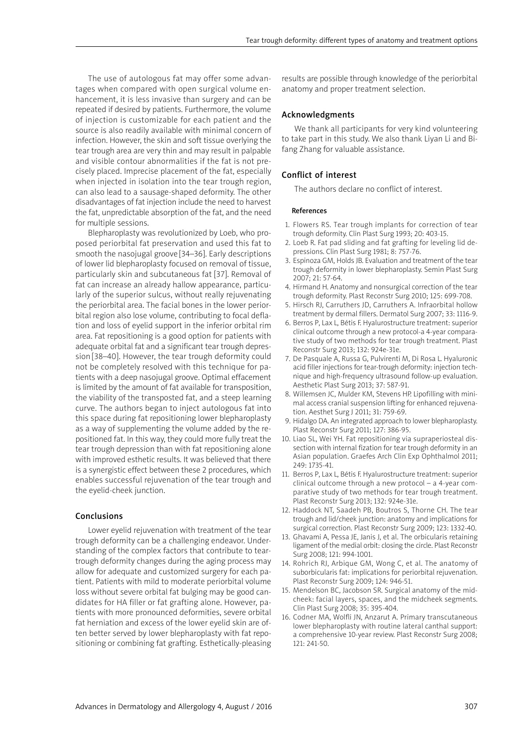The use of autologous fat may offer some advantages when compared with open surgical volume enhancement, it is less invasive than surgery and can be repeated if desired by patients. Furthermore, the volume of injection is customizable for each patient and the source is also readily available with minimal concern of infection. However, the skin and soft tissue overlying the tear trough area are very thin and may result in palpable and visible contour abnormalities if the fat is not precisely placed. Imprecise placement of the fat, especially when injected in isolation into the tear trough region, can also lead to a sausage-shaped deformity. The other disadvantages of fat injection include the need to harvest the fat, unpredictable absorption of the fat, and the need for multiple sessions.

Blepharoplasty was revolutionized by Loeb, who proposed periorbital fat preservation and used this fat to smooth the nasojugal groove [34–36]. Early descriptions of lower lid blepharoplasty focused on removal of tissue, particularly skin and subcutaneous fat [37]. Removal of fat can increase an already hallow appearance, particularly of the superior sulcus, without really rejuvenating the periorbital area. The facial bones in the lower periorbital region also lose volume, contributing to focal deflation and loss of eyelid support in the inferior orbital rim area. Fat repositioning is a good option for patients with adequate orbital fat and a significant tear trough depression [38–40]. However, the tear trough deformity could not be completely resolved with this technique for patients with a deep nasojugal groove. Optimal effacement is limited by the amount of fat available for transposition, the viability of the transposted fat, and a steep learning curve. The authors began to inject autologous fat into this space during fat repositioning lower blepharoplasty as a way of supplementing the volume added by the repositioned fat. In this way, they could more fully treat the tear trough depression than with fat repositioning alone with improved esthetic results. It was believed that there is a synergistic effect between these 2 procedures, which enables successful rejuvenation of the tear trough and the eyelid-cheek junction.

## Conclusions

Lower eyelid rejuvenation with treatment of the tear trough deformity can be a challenging endeavor. Understanding of the complex factors that contribute to tear-trough deformity changes during the aging process may allow for adequate and customized surgery for each patient. Patients with mild to moderate periorbital volume loss without severe orbital fat bulging may be good candidates for HA filler or fat grafting alone. However, patients with more pronounced deformities, severe orbital fat herniation and excess of the lower eyelid skin are often better served by lower blepharoplasty with fat repositioning or combining fat grafting. Esthetically-pleasing results are possible through knowledge of the periorbital anatomy and proper treatment selection.

## Acknowledgments

We thank all participants for very kind volunteering to take part in this study. We also thank Liyan Li and Bifang Zhang for valuable assistance.

## Conflict of interest

The authors declare no conflict of interest.

### References

1. Flowers RS. Tear trough implants for correction of tear trough deformity. Clin Plast Surg 1993; 20: 403-15.
2. Loeb R. Fat pad sliding and fat grafting for leveling lid depressions. Clin Plast Surg 1981; 8: 757-76.
3. Espinoza GM, Holds JB. Evaluation and treatment of the tear trough deformity in lower blepharoplasty. Semin Plast Surg 2007; 21: 57-64.
4. Hirmand H. Anatomy and nonsurgical correction of the tear trough deformity. Plast Reconstr Surg 2010; 125: 699-708.
5. Hirsch RJ, Carruthers JD, Carruthers A. Infraorbital hollow treatment by dermal fillers. Dermatol Surg 2007; 33: 1116-9.
6. Berros P, Lax L, Bétis F. Hyalurostructure treatment: superior clinical outcome through a new protocol-a 4-year comparative study of two methods for tear trough treatment. Plast Reconstr Surg 2013; 132: 924e-31e.
7. De Pasquale A, Russa G, Pulvirenti M, Di Rosa L. Hyaluronic acid filler injections for tear-trough deformity: injection technique and high-frequency ultrasound follow-up evaluation. Aesthetic Plast Surg 2013; 37: 587-91.
8. Willemsen JC, Mulder KM, Stevens HP. Lipofilling with minimal access cranial suspension lifting for enhanced rejuvenation. Aesthet Surg J 2011; 31: 759-69.
9. Hidalgo DA. An integrated approach to lower blepharoplasty. Plast Reconstr Surg 2011; 127: 386-95.
10. Liao SL, Wei YH. Fat repositioning via supraperiosteal dissection with internal fization for tear trough deformity in an Asian population. Graefes Arch Clin Exp Ophthalmol 2011; 249: 1735-41.
11. Berros P, Lax L, Bétis F. Hyalurostructure treatment: superior clinical outcome through a new protocol – a 4-year comparative study of two methods for tear trough treatment. Plast Reconstr Surg 2013; 132: 924e-31e.
12. Haddock NT, Saadeh PB, Boutros S, Thorne CH. The tear trough and lid/cheek junction: anatomy and implications for surgical correction. Plast Reconstr Surg 2009; 123: 1332-40.
13. Ghavami A, Pessa JE, Janis J, et al. The orbicularis retaining ligament of the medial orbit: closing the circle. Plast Reconstr Surg 2008; 121: 994-1001.
14. Rohrich RJ, Arbique GM, Wong C, et al. The anatomy of suborbicularis fat: implications for periorbital rejuvenation. Plast Reconstr Surg 2009; 124: 946-51.
15. Mendelson BC, Jacobson SR. Surgical anatomy of the midcheek: facial layers, spaces, and the midcheek segments. Clin Plast Surg 2008; 35: 395-404.
16. Codner MA, Wolfli JN, Anzarut A. Primary transcutaneous lower blepharoplasty with routine lateral canthal support: a comprehensive 10-year review. Plast Reconstr Surg 2008; 121: 241-50.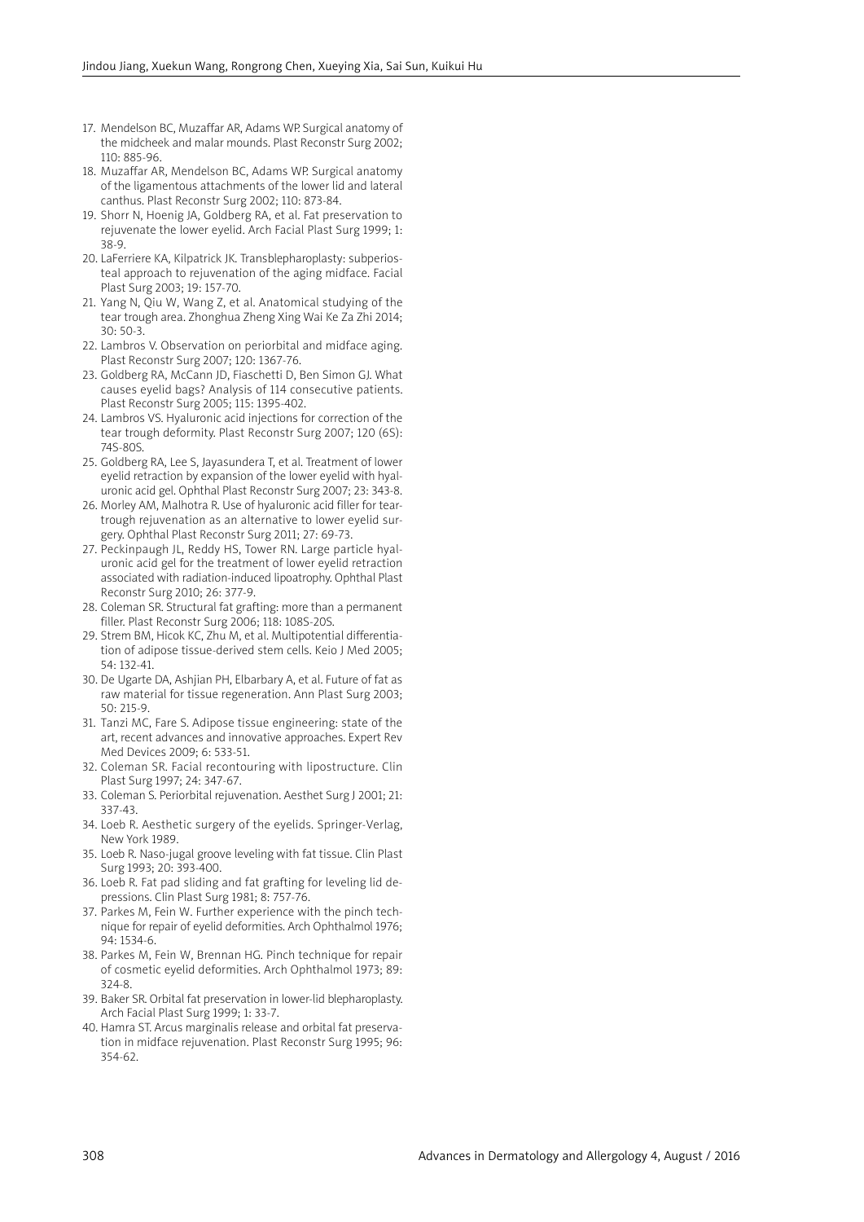17. Mendelson BC, Muzaffar AR, Adams WP. Surgical anatomy of the midcheek and malar mounds. Plast Reconstr Surg 2002; 110: 885-96.
18. Muzaffar AR, Mendelson BC, Adams WP. Surgical anatomy of the ligamentous attachments of the lower lid and lateral canthus. Plast Reconstr Surg 2002; 110: 873-84.
19. Shorr N, Hoenig JA, Goldberg RA, et al. Fat preservation to rejuvenate the lower eyelid. Arch Facial Plast Surg 1999; 1: 38-9.
20. LaFerriere KA, Kilpatrick JK. Transblepharoplasty: subperiosteal approach to rejuvenation of the aging midface. Facial Plast Surg 2003; 19: 157-70.
21. Yang N, Qiu W, Wang Z, et al. Anatomical studying of the tear trough area. Zhonghua Zheng Xing Wai Ke Za Zhi 2014; 30: 50-3.
22. Lambros V. Observation on periorbital and midface aging. Plast Reconstr Surg 2007; 120: 1367-76.
23. Goldberg RA, McCann JD, Fiaschetti D, Ben Simon GJ. What causes eyelid bags? Analysis of 114 consecutive patients. Plast Reconstr Surg 2005; 115: 1395-402.
24. Lambros VS. Hyaluronic acid injections for correction of the tear trough deformity. Plast Reconstr Surg 2007; 120 (6S): 74S-80S.
25. Goldberg RA, Lee S, Jayasundera T, et al. Treatment of lower eyelid retraction by expansion of the lower eyelid with hyaluronic acid gel. Ophthal Plast Reconstr Surg 2007; 23: 343-8.
26. Morley AM, Malhotra R. Use of hyaluronic acid filler for tear-trough rejuvenation as an alternative to lower eyelid surgery. Ophthal Plast Reconstr Surg 2011; 27: 69-73.
27. Peckinpaugh JL, Reddy HS, Tower RN. Large particle hyaluronic acid gel for the treatment of lower eyelid retraction associated with radiation-induced lipoatrophy. Ophthal Plast Reconstr Surg 2010; 26: 377-9.
28. Coleman SR. Structural fat grafting: more than a permanent filler. Plast Reconstr Surg 2006; 118: 108S-20S.
29. Strem BM, Hicok KC, Zhu M, et al. Multipotential differentiation of adipose tissue-derived stem cells. Keio J Med 2005; 54: 132-41.
30. De Ugarte DA, Ashjian PH, Elbarbary A, et al. Future of fat as raw material for tissue regeneration. Ann Plast Surg 2003; 50: 215-9.
31. Tanzi MC, Fare S. Adipose tissue engineering: state of the art, recent advances and innovative approaches. Expert Rev Med Devices 2009; 6: 533-51.
32. Coleman SR. Facial recontouring with lipostructure. Clin Plast Surg 1997; 24: 347-67.
33. Coleman S. Periorbital rejuvenation. Aesthet Surg J 2001; 21: 337-43.
34. Loeb R. Aesthetic surgery of the eyelids. Springer-Verlag, New York 1989.
35. Loeb R. Naso-jugal groove leveling with fat tissue. Clin Plast Surg 1993; 20: 393-400.
36. Loeb R. Fat pad sliding and fat grafting for leveling lid depressions. Clin Plast Surg 1981; 8: 757-76.
37. Parkes M, Fein W. Further experience with the pinch technique for repair of eyelid deformities. Arch Ophthalmol 1976; 94: 1534-6.
38. Parkes M, Fein W, Brennan HG. Pinch technique for repair of cosmetic eyelid deformities. Arch Ophthalmol 1973; 89: 324-8.
39. Baker SR. Orbital fat preservation in lower-lid blepharoplasty. Arch Facial Plast Surg 1999; 1: 33-7.
40. Hamra ST. Arcus marginalis release and orbital fat preservation in midface rejuvenation. Plast Reconstr Surg 1995; 96: 354-62.